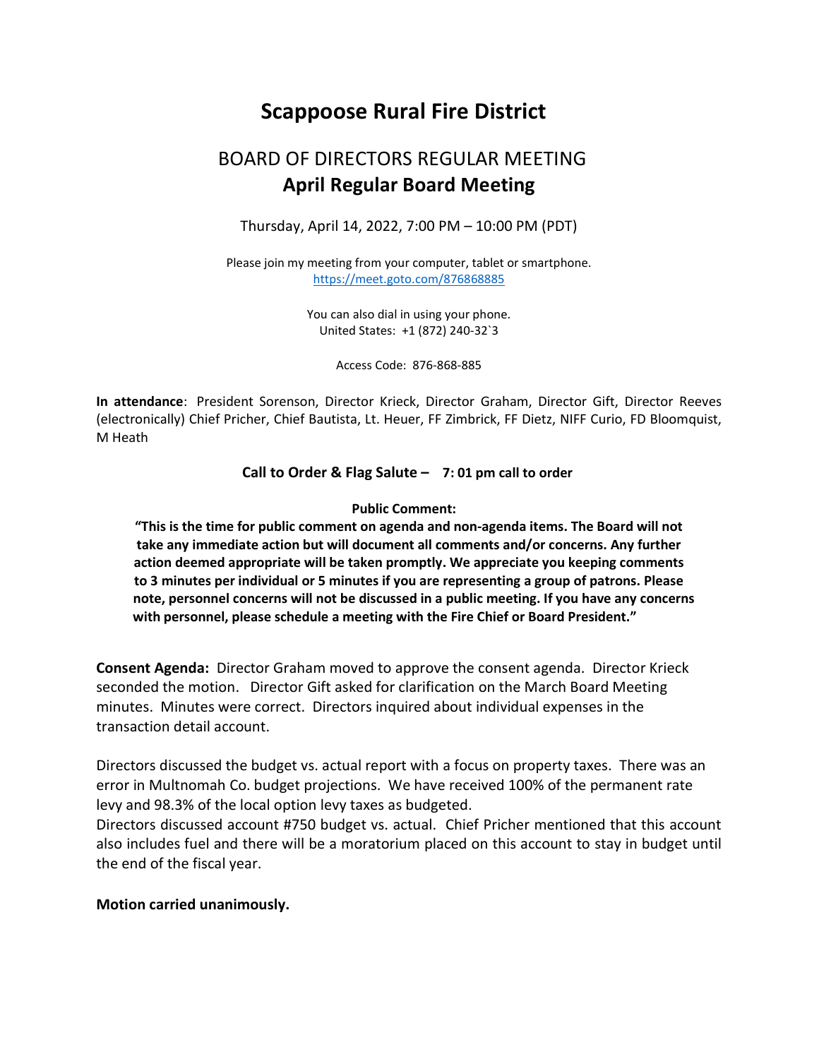# Scappoose Rural Fire District

## BOARD OF DIRECTORS REGULAR MEETING
## **April Regular Board Meeting**

Thursday, April 14, 2022, 7:00 PM – 10:00 PM (PDT)

Please join my meeting from your computer, tablet or smartphone.
https://meet.goto.com/876868885

You can also dial in using your phone.
United States: +1 (872) 240-32`3

Access Code: 876-868-885

**In attendance**: President Sorenson, Director Krieck, Director Graham, Director Gift, Director Reeves (electronically) Chief Pricher, Chief Bautista, Lt. Heuer, FF Zimbrick, FF Dietz, NIFF Curio, FD Bloomquist, M Heath

**Call to Order & Flag Salute – 7: 01 pm call to order**

**Public Comment:**

**"This is the time for public comment on agenda and non-agenda items. The Board will not take any immediate action but will document all comments and/or concerns. Any further action deemed appropriate will be taken promptly. We appreciate you keeping comments to 3 minutes per individual or 5 minutes if you are representing a group of patrons. Please note, personnel concerns will not be discussed in a public meeting. If you have any concerns with personnel, please schedule a meeting with the Fire Chief or Board President."**

**Consent Agenda:** Director Graham moved to approve the consent agenda. Director Krieck seconded the motion. Director Gift asked for clarification on the March Board Meeting minutes. Minutes were correct. Directors inquired about individual expenses in the transaction detail account.

Directors discussed the budget vs. actual report with a focus on property taxes. There was an error in Multnomah Co. budget projections. We have received 100% of the permanent rate levy and 98.3% of the local option levy taxes as budgeted.
Directors discussed account #750 budget vs. actual. Chief Pricher mentioned that this account also includes fuel and there will be a moratorium placed on this account to stay in budget until the end of the fiscal year.

**Motion carried unanimously.**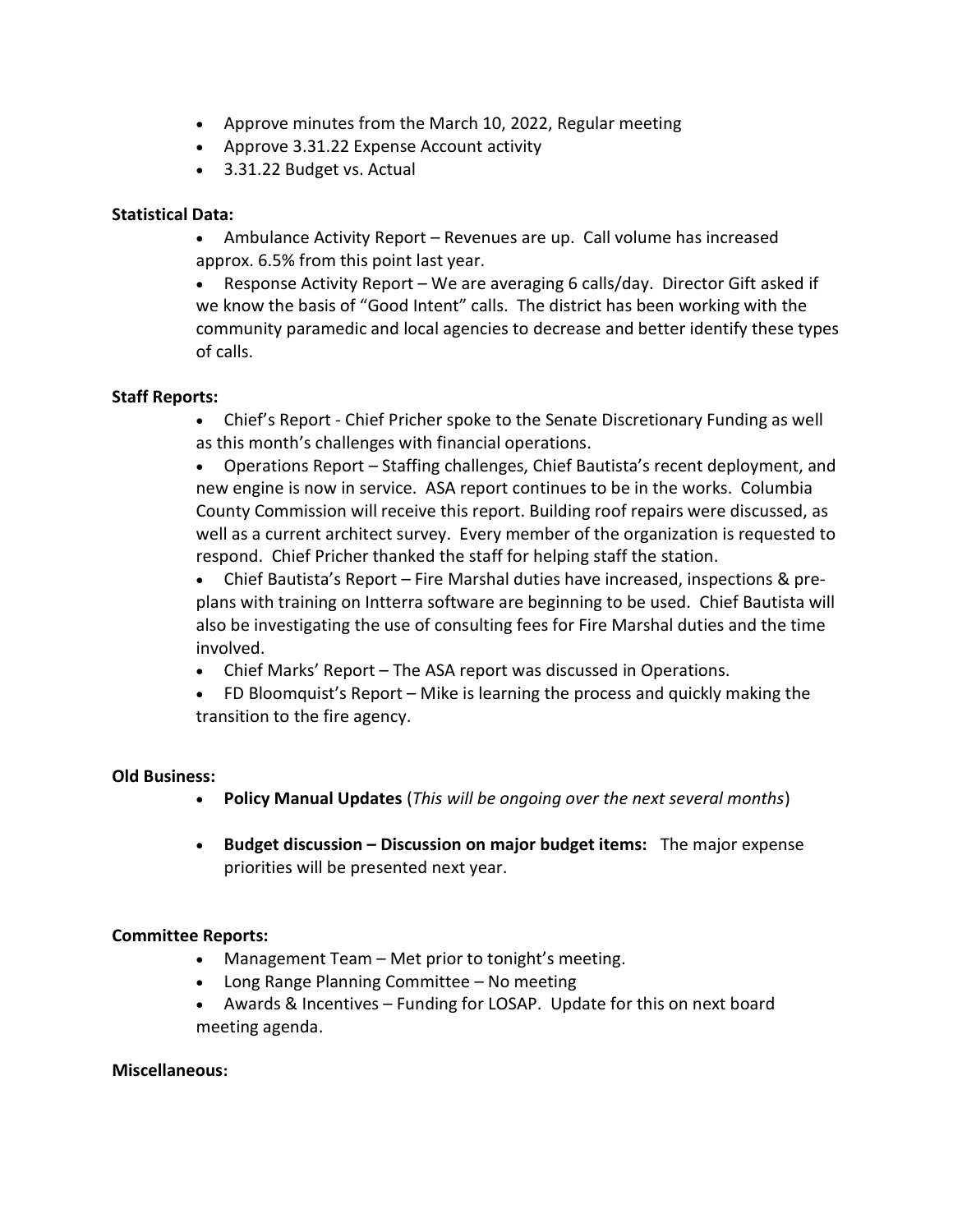- Approve minutes from the March 10, 2022, Regular meeting
- Approve 3.31.22 Expense Account activity
- 3.31.22 Budget vs. Actual

**Statistical Data:**

- Ambulance Activity Report – Revenues are up. Call volume has increased approx. 6.5% from this point last year.
- Response Activity Report – We are averaging 6 calls/day. Director Gift asked if we know the basis of "Good Intent" calls. The district has been working with the community paramedic and local agencies to decrease and better identify these types of calls.

**Staff Reports:**

- Chief's Report - Chief Pricher spoke to the Senate Discretionary Funding as well as this month's challenges with financial operations.
- Operations Report – Staffing challenges, Chief Bautista's recent deployment, and new engine is now in service. ASA report continues to be in the works. Columbia County Commission will receive this report. Building roof repairs were discussed, as well as a current architect survey. Every member of the organization is requested to respond. Chief Pricher thanked the staff for helping staff the station.
- Chief Bautista's Report – Fire Marshal duties have increased, inspections & pre-plans with training on Intterra software are beginning to be used. Chief Bautista will also be investigating the use of consulting fees for Fire Marshal duties and the time involved.
- Chief Marks' Report – The ASA report was discussed in Operations.
- FD Bloomquist's Report – Mike is learning the process and quickly making the transition to the fire agency.

**Old Business:**

- **Policy Manual Updates** (*This will be ongoing over the next several months*)
- **Budget discussion – Discussion on major budget items:** The major expense priorities will be presented next year.

**Committee Reports:**

- Management Team – Met prior to tonight's meeting.
- Long Range Planning Committee – No meeting
- Awards & Incentives – Funding for LOSAP. Update for this on next board meeting agenda.

**Miscellaneous:**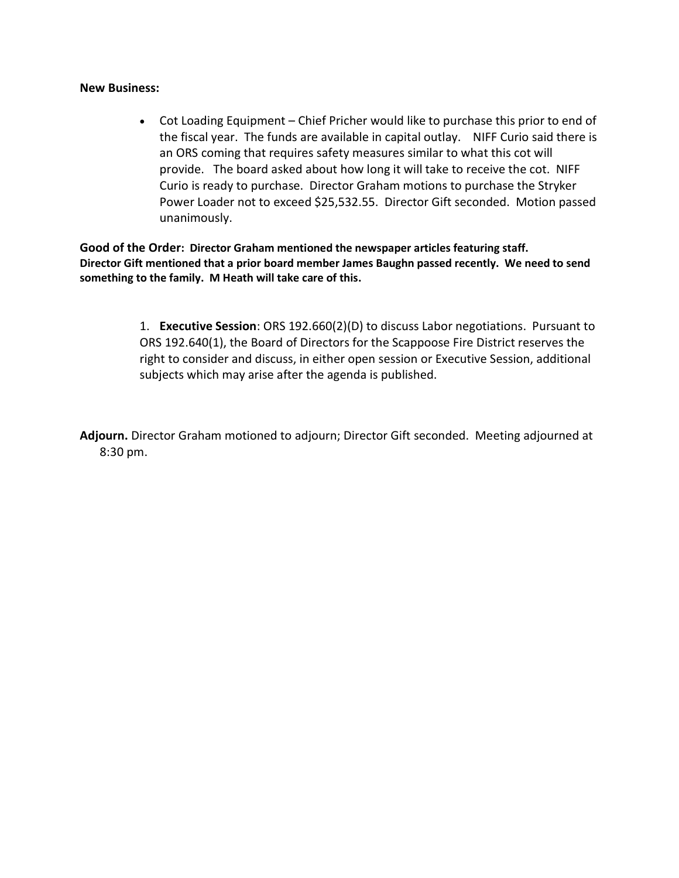**New Business:**

- Cot Loading Equipment – Chief Pricher would like to purchase this prior to end of the fiscal year. The funds are available in capital outlay. NIFF Curio said there is an ORS coming that requires safety measures similar to what this cot will provide. The board asked about how long it will take to receive the cot. NIFF Curio is ready to purchase. Director Graham motions to purchase the Stryker Power Loader not to exceed $25,532.55. Director Gift seconded. Motion passed unanimously.

**Good of the Order: Director Graham mentioned the newspaper articles featuring staff. Director Gift mentioned that a prior board member James Baughn passed recently. We need to send something to the family. M Heath will take care of this.**

1. **Executive Session**: ORS 192.660(2)(D) to discuss Labor negotiations. Pursuant to ORS 192.640(1), the Board of Directors for the Scappoose Fire District reserves the right to consider and discuss, in either open session or Executive Session, additional subjects which may arise after the agenda is published.

**Adjourn.** Director Graham motioned to adjourn; Director Gift seconded. Meeting adjourned at 8:30 pm.